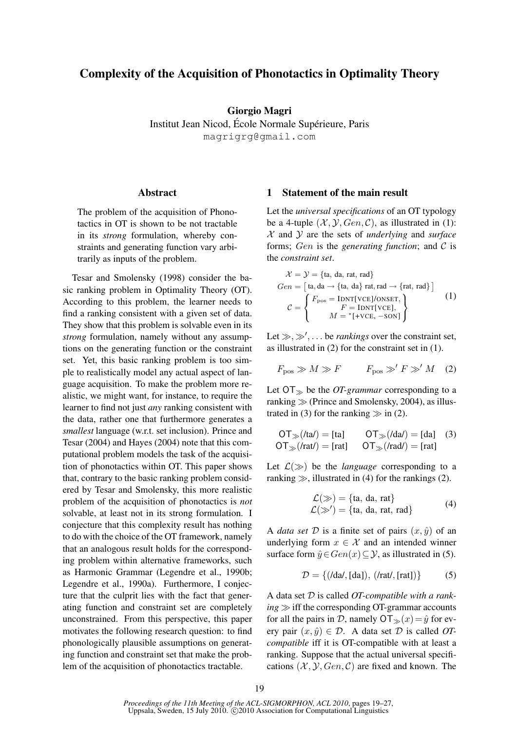# Complexity of the Acquisition of Phonotactics in Optimality Theory

**Giorgio Magri**
Institut Jean Nicod, École Normale Supérieure, Paris
magrigrg@gmail.com

## Abstract

The problem of the acquisition of Phonotactics in OT is shown to be not tractable in its *strong* formulation, whereby constraints and generating function vary arbitrarily as inputs of the problem.

Tesar and Smolensky (1998) consider the basic ranking problem in Optimality Theory (OT). According to this problem, the learner needs to find a ranking consistent with a given set of data. They show that this problem is solvable even in its *strong* formulation, namely without any assumptions on the generating function or the constraint set. Yet, this basic ranking problem is too simple to realistically model any actual aspect of language acquisition. To make the problem more realistic, we might want, for instance, to require the learner to find not just *any* ranking consistent with the data, rather one that furthermore generates a *smallest* language (w.r.t. set inclusion). Prince and Tesar (2004) and Hayes (2004) note that this computational problem models the task of the acquisition of phonotactics within OT. This paper shows that, contrary to the basic ranking problem considered by Tesar and Smolensky, this more realistic problem of the acquisition of phonotactics is *not* solvable, at least not in its strong formulation. I conjecture that this complexity result has nothing to do with the choice of the OT framework, namely that an analogous result holds for the corresponding problem within alternative frameworks, such as Harmonic Grammar (Legendre et al., 1990b; Legendre et al., 1990a). Furthermore, I conjecture that the culprit lies with the fact that generating function and constraint set are completely unconstrained. From this perspective, this paper motivates the following research question: to find phonologically plausible assumptions on generating function and constraint set that make the problem of the acquisition of phonotactics tractable.

## 1 Statement of the main result

Let the *universal specifications* of an OT typology be a 4-tuple $(\mathcal{X}, \mathcal{Y}, Gen, \mathcal{C})$, as illustrated in (1): $\mathcal{X}$ and $\mathcal{Y}$ are the sets of *underlying* and *surface* forms; $Gen$ is the *generating function*; and $\mathcal{C}$ is the *constraint set*.

$$
\begin{aligned}
&\mathcal{X} = \mathcal{Y} = \{\text{ta, da, rat, rad}\}\\
&Gen = \left[\,\text{ta, da} \rightarrow \{\text{ta, da}\}\ \text{rat, rad} \rightarrow \{\text{rat, rad}\}\,\right]\\
&\mathcal{C} = \left\{\begin{array}{c} F_{\text{pos}} = \text{IDNT[VCE]/ONSET},\\ F = \text{IDNT[VCE]},\\ M = {}^{*}\text{[+VCE, −SON]} \end{array}\right\}
\end{aligned} \tag{1}
$$

Let $\gg, \gg', \ldots$ be *rankings* over the constraint set, as illustrated in (2) for the constraint set in (1).

$$
F_{\text{pos}} \gg M \gg F \qquad F_{\text{pos}} \gg' F \gg' M \tag{2}
$$

Let $\mathsf{OT}_{\gg}$ be the *OT-grammar* corresponding to a ranking $\gg$ (Prince and Smolensky, 2004), as illustrated in (3) for the ranking $\gg$ in (2).

$$
\begin{array}{ll}
\mathsf{OT}_{\gg}(\text{/ta/}) = [\text{ta}] & \mathsf{OT}_{\gg}(\text{/da/}) = [\text{da}]\\
\mathsf{OT}_{\gg}(\text{/rat/}) = [\text{rat}] & \mathsf{OT}_{\gg}(\text{/rad/}) = [\text{rat}]
\end{array} \tag{3}
$$

Let $\mathcal{L}(\gg)$ be the *language* corresponding to a ranking $\gg$, illustrated in (4) for the rankings (2).

$$
\begin{aligned}
\mathcal{L}(\gg) &= \{\text{ta, da, rat}\}\\
\mathcal{L}(\gg') &= \{\text{ta, da, rat, rad}\}
\end{aligned} \tag{4}
$$

A *data set* $\mathcal{D}$ is a finite set of pairs $(x, \hat{y})$ of an underlying form $x \in \mathcal{X}$ and an intended winner surface form $\hat{y} \in Gen(x) \subseteq \mathcal{Y}$, as illustrated in (5).

$$
\mathcal{D} = \{(\text{/da/}, [\text{da}]),\ (\text{/rat/}, [\text{rat}])\} \tag{5}
$$

A data set $\mathcal{D}$ is called *OT-compatible with a ranking* $\gg$ iff the corresponding OT-grammar accounts for all the pairs in $\mathcal{D}$, namely $\mathsf{OT}_{\gg}(x) = \hat{y}$ for every pair $(x, \hat{y}) \in \mathcal{D}$. A data set $\mathcal{D}$ is called *OT-compatible* iff it is OT-compatible with at least a ranking. Suppose that the actual universal specifications $(\mathcal{X}, \mathcal{Y}, Gen, \mathcal{C})$ are fixed and known. The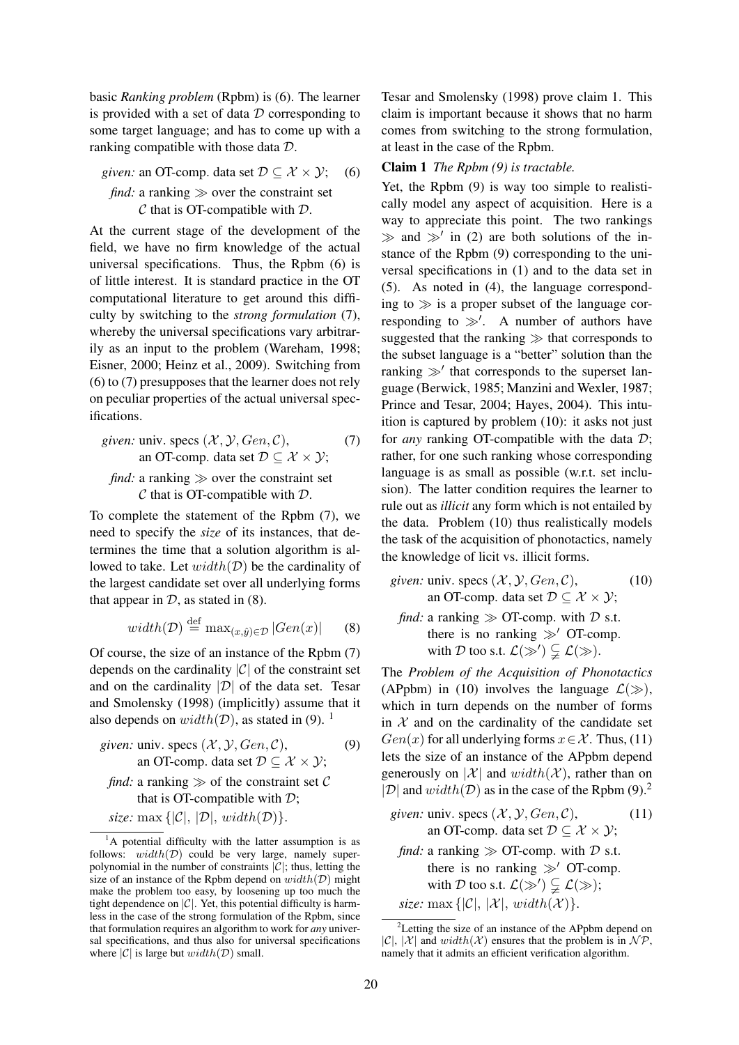basic *Ranking problem* (Rpbm) is (6). The learner is provided with a set of data $\mathcal{D}$ corresponding to some target language; and has to come up with a ranking compatible with those data $\mathcal{D}$.

$$\begin{array}{ll} \textit{given:} & \text{an OT-comp. data set } \mathcal{D} \subseteq \mathcal{X} \times \mathcal{Y}; \\ \textit{find:} & \text{a ranking } \gg \text{ over the constraint set} \\ & \mathcal{C} \text{ that is OT-compatible with } \mathcal{D}. \end{array} \quad (6)$$

At the current stage of the development of the field, we have no firm knowledge of the actual universal specifications. Thus, the Rpbm (6) is of little interest. It is standard practice in the OT computational literature to get around this difficulty by switching to the *strong formulation* (7), whereby the universal specifications vary arbitrarily as an input to the problem (Wareham, 1998; Eisner, 2000; Heinz et al., 2009). Switching from (6) to (7) presupposes that the learner does not rely on peculiar properties of the actual universal specifications.

$$\begin{array}{ll} \textit{given:} & \text{univ. specs } (\mathcal{X}, \mathcal{Y}, Gen, \mathcal{C}), \\ & \text{an OT-comp. data set } \mathcal{D} \subseteq \mathcal{X} \times \mathcal{Y}; \\ \textit{find:} & \text{a ranking } \gg \text{ over the constraint set} \\ & \mathcal{C} \text{ that is OT-compatible with } \mathcal{D}. \end{array} \quad (7)$$

To complete the statement of the Rpbm (7), we need to specify the *size* of its instances, that determines the time that a solution algorithm is allowed to take. Let $width(\mathcal{D})$ be the cardinality of the largest candidate set over all underlying forms that appear in $\mathcal{D}$, as stated in (8).

$$width(\mathcal{D}) \stackrel{\text{def}}{=} \max_{(x,\hat{y}) \in \mathcal{D}} |Gen(x)| \quad (8)$$

Of course, the size of an instance of the Rpbm (7) depends on the cardinality $|\mathcal{C}|$ of the constraint set and on the cardinality $|\mathcal{D}|$ of the data set. Tesar and Smolensky (1998) (implicitly) assume that it also depends on $width(\mathcal{D})$, as stated in (9). [1]

$$\begin{array}{ll} \textit{given:} & \text{univ. specs } (\mathcal{X}, \mathcal{Y}, Gen, \mathcal{C}), \\ & \text{an OT-comp. data set } \mathcal{D} \subseteq \mathcal{X} \times \mathcal{Y}; \\ \textit{find:} & \text{a ranking } \gg \text{ of the constraint set } \mathcal{C} \\ & \text{that is OT-compatible with } \mathcal{D}; \\ \textit{size:} & \max\{|\mathcal{C}|,\ |\mathcal{D}|,\ width(\mathcal{D})\}. \end{array} \quad (9)$$

[1] A potential difficulty with the latter assumption is as follows: $width(\mathcal{D})$ could be very large, namely superpolynomial in the number of constraints $|\mathcal{C}|$; thus, letting the size of an instance of the Rpbm depend on $width(\mathcal{D})$ might make the problem too easy, by loosening up too much the tight dependence on $|\mathcal{C}|$. Yet, this potential difficulty is harmless in the case of the strong formulation of the Rpbm, since that formulation requires an algorithm to work for *any* universal specifications, and thus also for universal specifications where $|\mathcal{C}|$ is large but $width(\mathcal{D})$ small.

Tesar and Smolensky (1998) prove claim 1. This claim is important because it shows that no harm comes from switching to the strong formulation, at least in the case of the Rpbm.

**Claim 1** *The Rpbm (9) is tractable.*

Yet, the Rpbm (9) is way too simple to realistically model any aspect of acquisition. Here is a way to appreciate this point. The two rankings $\gg$ and $\gg'$ in (2) are both solutions of the instance of the Rpbm (9) corresponding to the universal specifications in (1) and to the data set in (5). As noted in (4), the language corresponding to $\gg$ is a proper subset of the language corresponding to $\gg'$. A number of authors have suggested that the ranking $\gg$ that corresponds to the subset language is a "better" solution than the ranking $\gg'$ that corresponds to the superset language (Berwick, 1985; Manzini and Wexler, 1987; Prince and Tesar, 2004; Hayes, 2004). This intuition is captured by problem (10): it asks not just for *any* ranking OT-compatible with the data $\mathcal{D}$; rather, for one such ranking whose corresponding language is as small as possible (w.r.t. set inclusion). The latter condition requires the learner to rule out as *illicit* any form which is not entailed by the data. Problem (10) thus realistically models the task of the acquisition of phonotactics, namely the knowledge of licit vs. illicit forms.

$$\begin{array}{ll} \textit{given:} & \text{univ. specs } (\mathcal{X}, \mathcal{Y}, Gen, \mathcal{C}), \\ & \text{an OT-comp. data set } \mathcal{D} \subseteq \mathcal{X} \times \mathcal{Y}; \\ \textit{find:} & \text{a ranking } \gg \text{ OT-comp. with } \mathcal{D} \text{ s.t.} \\ & \text{there is no ranking } \gg' \text{ OT-comp.} \\ & \text{with } \mathcal{D} \text{ too s.t. } \mathcal{L}(\gg') \subsetneq \mathcal{L}(\gg). \end{array} \quad (10)$$

The *Problem of the Acquisition of Phonotactics* (APpbm) in (10) involves the language $\mathcal{L}(\gg)$, which in turn depends on the number of forms in $\mathcal{X}$ and on the cardinality of the candidate set $Gen(x)$ for all underlying forms $x \in \mathcal{X}$. Thus, (11) lets the size of an instance of the APpbm depend generously on $|\mathcal{X}|$ and $width(\mathcal{X})$, rather than on $|\mathcal{D}|$ and $width(\mathcal{D})$ as in the case of the Rpbm (9).[2]

$$\begin{array}{ll} \textit{given:} & \text{univ. specs } (\mathcal{X}, \mathcal{Y}, Gen, \mathcal{C}), \\ & \text{an OT-comp. data set } \mathcal{D} \subseteq \mathcal{X} \times \mathcal{Y}; \\ \textit{find:} & \text{a ranking } \gg \text{ OT-comp. with } \mathcal{D} \text{ s.t.} \\ & \text{there is no ranking } \gg' \text{ OT-comp.} \\ & \text{with } \mathcal{D} \text{ too s.t. } \mathcal{L}(\gg') \subsetneq \mathcal{L}(\gg); \\ \textit{size:} & \max\{|\mathcal{C}|,\ |\mathcal{X}|,\ width(\mathcal{X})\}. \end{array} \quad (11)$$

[2] Letting the size of an instance of the APpbm depend on $|\mathcal{C}|$, $|\mathcal{X}|$ and $width(\mathcal{X})$ ensures that the problem is in $\mathcal{NP}$, namely that it admits an efficient verification algorithm.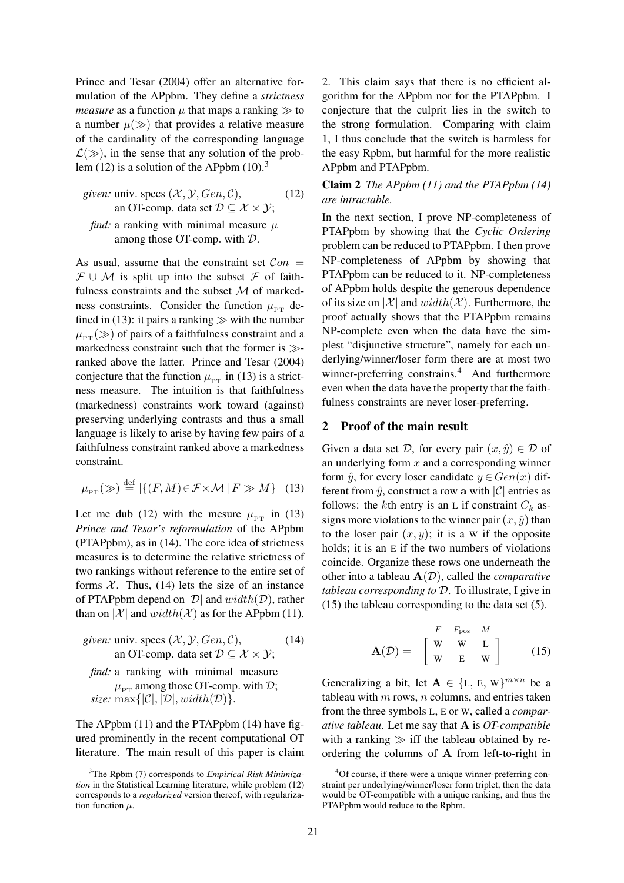Prince and Tesar (2004) offer an alternative formulation of the APpbm. They define a *strictness measure* as a function $\mu$ that maps a ranking $\gg$ to a number $\mu(\gg)$ that provides a relative measure of the cardinality of the corresponding language $\mathcal{L}(\gg)$, in the sense that any solution of the problem (12) is a solution of the APpbm (10).[3]

$$\begin{array}{ll} \textit{given:} & \text{univ. specs } (\mathcal{X}, \mathcal{Y}, Gen, \mathcal{C}), \\ & \text{an OT-comp. data set } \mathcal{D} \subseteq \mathcal{X} \times \mathcal{Y}; \\ \textit{find:} & \text{a ranking with minimal measure } \mu \\ & \text{among those OT-comp. with } \mathcal{D}. \end{array} \tag{12}$$

As usual, assume that the constraint set $Con = \mathcal{F} \cup \mathcal{M}$ is split up into the subset $\mathcal{F}$ of faithfulness constraints and the subset $\mathcal{M}$ of markedness constraints. Consider the function $\mu_{\text{PT}}$ defined in (13): it pairs a ranking $\gg$ with the number $\mu_{\text{PT}}(\gg)$ of pairs of a faithfulness constraint and a markedness constraint such that the former is $\gg$-ranked above the latter. Prince and Tesar (2004) conjecture that the function $\mu_{\text{PT}}$ in (13) is a strictness measure. The intuition is that faithfulness (markedness) constraints work toward (against) preserving underlying contrasts and thus a small language is likely to arise by having few pairs of a faithfulness constraint ranked above a markedness constraint.

$$\mu_{\text{PT}}(\gg) \stackrel{\text{def}}{=} |\{(F, M) \in \mathcal{F} \times \mathcal{M} \mid F \gg M\}| \tag{13}$$

Let me dub (12) with the mesure $\mu_{\text{PT}}$ in (13) *Prince and Tesar's reformulation* of the APpbm (PTAPpbm), as in (14). The core idea of strictness measures is to determine the relative strictness of two rankings without reference to the entire set of forms $\mathcal{X}$. Thus, (14) lets the size of an instance of PTAPpbm depend on $|\mathcal{D}|$ and $width(\mathcal{D})$, rather than on $|\mathcal{X}|$ and $width(\mathcal{X})$ as for the APpbm (11).

$$\begin{array}{ll} \textit{given:} & \text{univ. specs } (\mathcal{X}, \mathcal{Y}, Gen, \mathcal{C}), \\ & \text{an OT-comp. data set } \mathcal{D} \subseteq \mathcal{X} \times \mathcal{Y}; \\ \textit{find:} & \text{a ranking with minimal measure} \\ & \mu_{\text{PT}} \text{ among those OT-comp. with } \mathcal{D}; \\ \textit{size:} & \max\{|\mathcal{C}|, |\mathcal{D}|, width(\mathcal{D})\}. \end{array} \tag{14}$$

The APpbm (11) and the PTAPpbm (14) have figured prominently in the recent computational OT literature. The main result of this paper is claim 2. This claim says that there is no efficient algorithm for the APpbm nor for the PTAPpbm. I conjecture that the culprit lies in the switch to the strong formulation. Comparing with claim 1, I thus conclude that the switch is harmless for the easy Rpbm, but harmful for the more realistic APpbm and PTAPpbm.

**Claim 2** *The APpbm (11) and the PTAPpbm (14) are intractable.*

In the next section, I prove NP-completeness of PTAPpbm by showing that the *Cyclic Ordering* problem can be reduced to PTAPpbm. I then prove NP-completeness of APpbm by showing that PTAPpbm can be reduced to it. NP-completeness of APpbm holds despite the generous dependence of its size on $|\mathcal{X}|$ and $width(\mathcal{X})$. Furthermore, the proof actually shows that the PTAPpbm remains NP-complete even when the data have the simplest "disjunctive structure", namely for each underlying/winner/loser form there are at most two winner-preferring constrains.[4] And furthermore even when the data have the property that the faithfulness constraints are never loser-preferring.

## 2 Proof of the main result

Given a data set $\mathcal{D}$, for every pair $(x, \hat{y}) \in \mathcal{D}$ of an underlying form $x$ and a corresponding winner form $\hat{y}$, for every loser candidate $y \in Gen(x)$ different from $\hat{y}$, construct a row $\mathbf{a}$ with $|\mathcal{C}|$ entries as follows: the $k$th entry is an L if constraint $C_k$ assigns more violations to the winner pair $(x, \hat{y})$ than to the loser pair $(x, y)$; it is a W if the opposite holds; it is an E if the two numbers of violations coincide. Organize these rows one underneath the other into a tableau $\mathbf{A}(\mathcal{D})$, called the *comparative tableau corresponding to* $\mathcal{D}$. To illustrate, I give in (15) the tableau corresponding to the data set (5).

$$\mathbf{A}(\mathcal{D}) = \begin{array}{c} \begin{array}{ccc} F & F_{\text{pos}} & M \end{array} \\ \left[ \begin{array}{ccc} \text{W} & \text{W} & \text{L} \\ \text{W} & \text{E} & \text{W} \end{array} \right] \end{array} \tag{15}$$

Generalizing a bit, let $\mathbf{A} \in \{\text{L}, \text{E}, \text{W}\}^{m \times n}$ be a tableau with $m$ rows, $n$ columns, and entries taken from the three symbols L, E or W, called a *comparative tableau*. Let me say that $\mathbf{A}$ is *OT-compatible* with a ranking $\gg$ iff the tableau obtained by reordering the columns of $\mathbf{A}$ from left-to-right in

[3] The Rpbm (7) corresponds to *Empirical Risk Minimization* in the Statistical Learning literature, while problem (12) corresponds to a *regularized* version thereof, with regularization function $\mu$.

[4] Of course, if there were a unique winner-preferring constraint per underlying/winner/loser form triplet, then the data would be OT-compatible with a unique ranking, and thus the PTAPpbm would reduce to the Rpbm.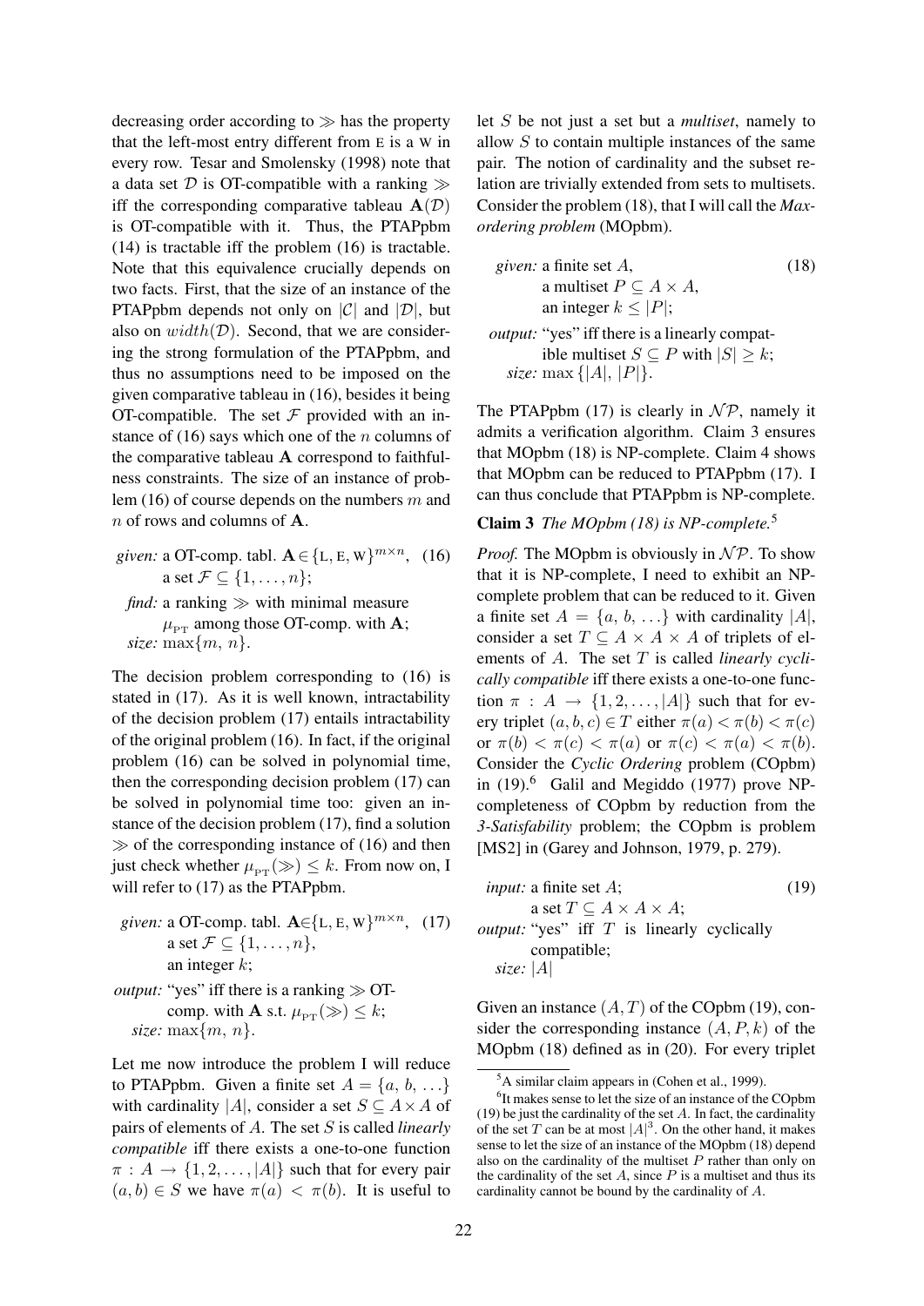decreasing order according to $\gg$ has the property that the left-most entry different from E is a W in every row. Tesar and Smolensky (1998) note that a data set $\mathcal{D}$ is OT-compatible with a ranking $\gg$ iff the corresponding comparative tableau $\mathbf{A}(\mathcal{D})$ is OT-compatible with it. Thus, the PTAPpbm (14) is tractable iff the problem (16) is tractable. Note that this equivalence crucially depends on two facts. First, that the size of an instance of the PTAPpbm depends not only on $|\mathcal{C}|$ and $|\mathcal{D}|$, but also on $width(\mathcal{D})$. Second, that we are considering the strong formulation of the PTAPpbm, and thus no assumptions need to be imposed on the given comparative tableau in (16), besides it being OT-compatible. The set $\mathcal{F}$ provided with an instance of (16) says which one of the $n$ columns of the comparative tableau $\mathbf{A}$ correspond to faithfulness constraints. The size of an instance of problem (16) of course depends on the numbers $m$ and $n$ of rows and columns of $\mathbf{A}$.

*given:* a OT-comp. tabl. $\mathbf{A} \in \{\text{L}, \text{E}, \text{W}\}^{m \times n}$, (16)
a set $\mathcal{F} \subseteq \{1, \ldots, n\}$;
*find:* a ranking $\gg$ with minimal measure $\mu_{\text{PT}}$ among those OT-comp. with $\mathbf{A}$;
*size:* $\max\{m, n\}$.

The decision problem corresponding to (16) is stated in (17). As it is well known, intractability of the decision problem (17) entails intractability of the original problem (16). In fact, if the original problem (16) can be solved in polynomial time, then the corresponding decision problem (17) can be solved in polynomial time too: given an instance of the decision problem (17), find a solution $\gg$ of the corresponding instance of (16) and then just check whether $\mu_{\text{PT}}(\gg) \leq k$. From now on, I will refer to (17) as the PTAPpbm.

*given:* a OT-comp. tabl. $\mathbf{A} \in \{\text{L}, \text{E}, \text{W}\}^{m \times n}$, (17)
a set $\mathcal{F} \subseteq \{1, \ldots, n\}$,
an integer $k$;
*output:* "yes" iff there is a ranking $\gg$ OT-comp. with $\mathbf{A}$ s.t. $\mu_{\text{PT}}(\gg) \leq k$;
*size:* $\max\{m, n\}$.

Let me now introduce the problem I will reduce to PTAPpbm. Given a finite set $A = \{a, b, \ldots\}$ with cardinality $|A|$, consider a set $S \subseteq A \times A$ of pairs of elements of $A$. The set $S$ is called *linearly compatible* iff there exists a one-to-one function $\pi : A \rightarrow \{1, 2, \ldots, |A|\}$ such that for every pair $(a, b) \in S$ we have $\pi(a) < \pi(b)$. It is useful to let $S$ be not just a set but a *multiset*, namely to allow $S$ to contain multiple instances of the same pair. The notion of cardinality and the subset relation are trivially extended from sets to multisets. Consider the problem (18), that I will call the *Max-ordering problem* (MOpbm).

*given:* a finite set $A$, (18)
a multiset $P \subseteq A \times A$,
an integer $k \leq |P|$;
*output:* "yes" iff there is a linearly compatible multiset $S \subseteq P$ with $|S| \geq k$;
*size:* $\max\{|A|, |P|\}$.

The PTAPpbm (17) is clearly in $\mathcal{NP}$, namely it admits a verification algorithm. Claim 3 ensures that MOpbm (18) is NP-complete. Claim 4 shows that MOpbm can be reduced to PTAPpbm (17). I can thus conclude that PTAPpbm is NP-complete.

**Claim 3** *The MOpbm (18) is NP-complete.*[5]

*Proof.* The MOpbm is obviously in $\mathcal{NP}$. To show that it is NP-complete, I need to exhibit an NP-complete problem that can be reduced to it. Given a finite set $A = \{a, b, \ldots\}$ with cardinality $|A|$, consider a set $T \subseteq A \times A \times A$ of triplets of elements of $A$. The set $T$ is called *linearly cyclically compatible* iff there exists a one-to-one function $\pi : A \rightarrow \{1, 2, \ldots, |A|\}$ such that for every triplet $(a, b, c) \in T$ either $\pi(a) < \pi(b) < \pi(c)$ or $\pi(b) < \pi(c) < \pi(a)$ or $\pi(c) < \pi(a) < \pi(b)$. Consider the *Cyclic Ordering* problem (COpbm) in (19).[6] Galil and Megiddo (1977) prove NP-completeness of COpbm by reduction from the *3-Satisfiability* problem; the COpbm is problem [MS2] in (Garey and Johnson, 1979, p. 279).

*input:* a finite set $A$; (19)
a set $T \subseteq A \times A \times A$;
*output:* "yes" iff $T$ is linearly cyclically compatible;
*size:* $|A|$

Given an instance $(A, T)$ of the COpbm (19), consider the corresponding instance $(A, P, k)$ of the MOpbm (18) defined as in (20). For every triplet

[5] A similar claim appears in (Cohen et al., 1999).

[6] It makes sense to let the size of an instance of the COpbm (19) be just the cardinality of the set $A$. In fact, the cardinality of the set $T$ can be at most $|A|^3$. On the other hand, it makes sense to let the size of an instance of the MOpbm (18) depend also on the cardinality of the multiset $P$ rather than only on the cardinality of the set $A$, since $P$ is a multiset and thus its cardinality cannot be bound by the cardinality of $A$.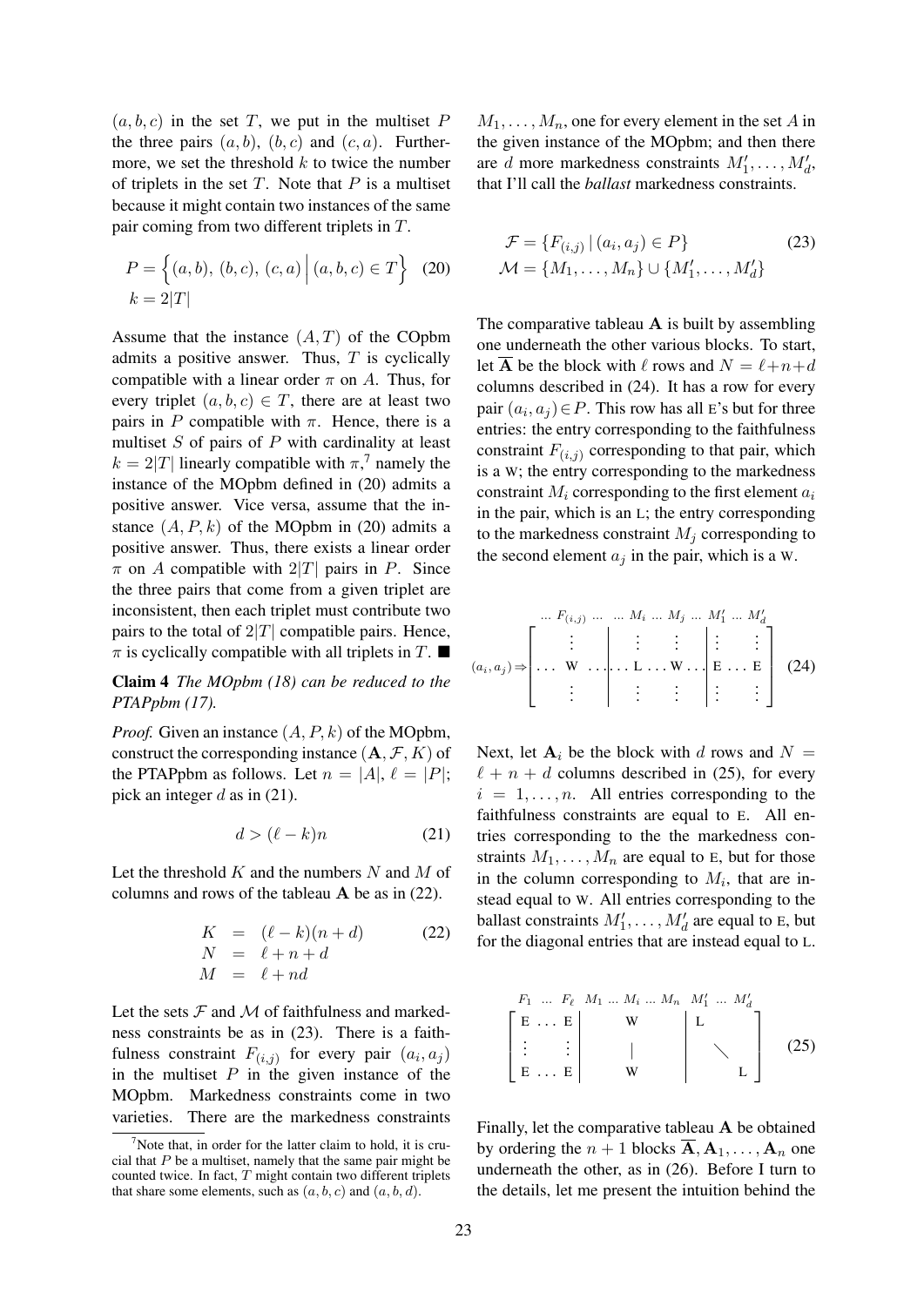$(a, b, c)$ in the set $T$, we put in the multiset $P$ the three pairs $(a, b)$, $(b, c)$ and $(c, a)$. Furthermore, we set the threshold $k$ to twice the number of triplets in the set $T$. Note that $P$ is a multiset because it might contain two instances of the same pair coming from two different triplets in $T$.

$$P = \Big\{(a, b),\ (b, c),\ (c, a) \,\Big|\, (a, b, c) \in T\Big\} \quad (20)$$
$$k = 2|T|$$

Assume that the instance $(A, T)$ of the COpbm admits a positive answer. Thus, $T$ is cyclically compatible with a linear order $\pi$ on $A$. Thus, for every triplet $(a, b, c) \in T$, there are at least two pairs in $P$ compatible with $\pi$. Hence, there is a multiset $S$ of pairs of $P$ with cardinality at least $k = 2|T|$ linearly compatible with $\pi$,[7] namely the instance of the MOpbm defined in (20) admits a positive answer. Vice versa, assume that the instance $(A, P, k)$ of the MOpbm in (20) admits a positive answer. Thus, there exists a linear order $\pi$ on $A$ compatible with $2|T|$ pairs in $P$. Since the three pairs that come from a given triplet are inconsistent, then each triplet must contribute two pairs to the total of $2|T|$ compatible pairs. Hence, $\pi$ is cyclically compatible with all triplets in $T$. ■

**Claim 4** *The MOpbm (18) can be reduced to the PTAPpbm (17).*

*Proof.* Given an instance $(A, P, k)$ of the MOpbm, construct the corresponding instance $(\mathbf{A}, \mathcal{F}, K)$ of the PTAPpbm as follows. Let $n = |A|$, $\ell = |P|$; pick an integer $d$ as in (21).

$$d > (\ell - k)n \quad (21)$$

Let the threshold $K$ and the numbers $N$ and $M$ of columns and rows of the tableau $\mathbf{A}$ be as in (22).

$$\begin{aligned} K &= (\ell - k)(n + d) \\ N &= \ell + n + d \\ M &= \ell + nd \end{aligned} \quad (22)$$

Let the sets $\mathcal{F}$ and $\mathcal{M}$ of faithfulness and markedness constraints be as in (23). There is a faithfulness constraint $F_{(i,j)}$ for every pair $(a_i, a_j)$ in the multiset $P$ in the given instance of the MOpbm. Markedness constraints come in two varieties. There are the markedness constraints $M_1, \ldots, M_n$, one for every element in the set $A$ in the given instance of the MOpbm; and then there are $d$ more markedness constraints $M'_1, \ldots, M'_d$, that I'll call the *ballast* markedness constraints.

$$\begin{aligned} \mathcal{F} &= \{F_{(i,j)} \,|\, (a_i, a_j) \in P\} \\ \mathcal{M} &= \{M_1, \ldots, M_n\} \cup \{M'_1, \ldots, M'_d\} \end{aligned} \quad (23)$$

The comparative tableau $\mathbf{A}$ is built by assembling one underneath the other various blocks. To start, let $\overline{\mathbf{A}}$ be the block with $\ell$ rows and $N = \ell + n + d$ columns described in (24). It has a row for every pair $(a_i, a_j) \in P$. This row has all E's but for three entries: the entry corresponding to the faithfulness constraint $F_{(i,j)}$ corresponding to that pair, which is a W; the entry corresponding to the markedness constraint $M_i$ corresponding to the first element $a_i$ in the pair, which is an L; the entry corresponding to the markedness constraint $M_j$ corresponding to the second element $a_j$ in the pair, which is a W.

$$\begin{array}{r} \\ (a_i, a_j) \Rightarrow \\ \\ \end{array}
\overset{\begin{array}{ccccc} \ldots\ F_{(i,j)}\ \ldots & \ldots\ M_i\ \ldots\ M_j\ \ldots & M'_1\ \ldots\ M'_d \end{array}}{\left[\begin{array}{c|c|c} \vdots & \vdots \quad \vdots & \vdots \quad \vdots \\ \ldots\ \mathrm{W}\ \ldots & \ldots\ \mathrm{L}\ \ldots\ \mathrm{W}\ \ldots & \mathrm{E}\ \ldots\ \mathrm{E} \\ \vdots & \vdots \quad \vdots & \vdots \quad \vdots \end{array}\right]} \quad (24)$$

Next, let $\mathbf{A}_i$ be the block with $d$ rows and $N = \ell + n + d$ columns described in (25), for every $i = 1, \ldots, n$. All entries corresponding to the faithfulness constraints are equal to E. All entries corresponding to the the markedness constraints $M_1, \ldots, M_n$ are equal to E, but for those in the column corresponding to $M_i$, that are instead equal to W. All entries corresponding to the ballast constraints $M'_1, \ldots, M'_d$ are equal to E, but for the diagonal entries that are instead equal to L.

$$\overset{\begin{array}{ccc} F_1\ \ldots\ F_\ell & M_1\ \ldots\ M_i\ \ldots\ M_n & M'_1\ \ldots\ M'_d \end{array}}{\left[\begin{array}{c|c|c} \mathrm{E}\ \ldots\ \mathrm{E} & \mathrm{W} & \mathrm{L} \\ \vdots \quad\quad \vdots & | & \ddots \\ \mathrm{E}\ \ldots\ \mathrm{E} & \mathrm{W} & \quad\quad \mathrm{L} \end{array}\right]} \quad (25)$$

Finally, let the comparative tableau $\mathbf{A}$ be obtained by ordering the $n+1$ blocks $\overline{\mathbf{A}}, \mathbf{A}_1, \ldots, \mathbf{A}_n$ one underneath the other, as in (26). Before I turn to the details, let me present the intuition behind the

[7] Note that, in order for the latter claim to hold, it is crucial that $P$ be a multiset, namely that the same pair might be counted twice. In fact, $T$ might contain two different triplets that share some elements, such as $(a, b, c)$ and $(a, b, d)$.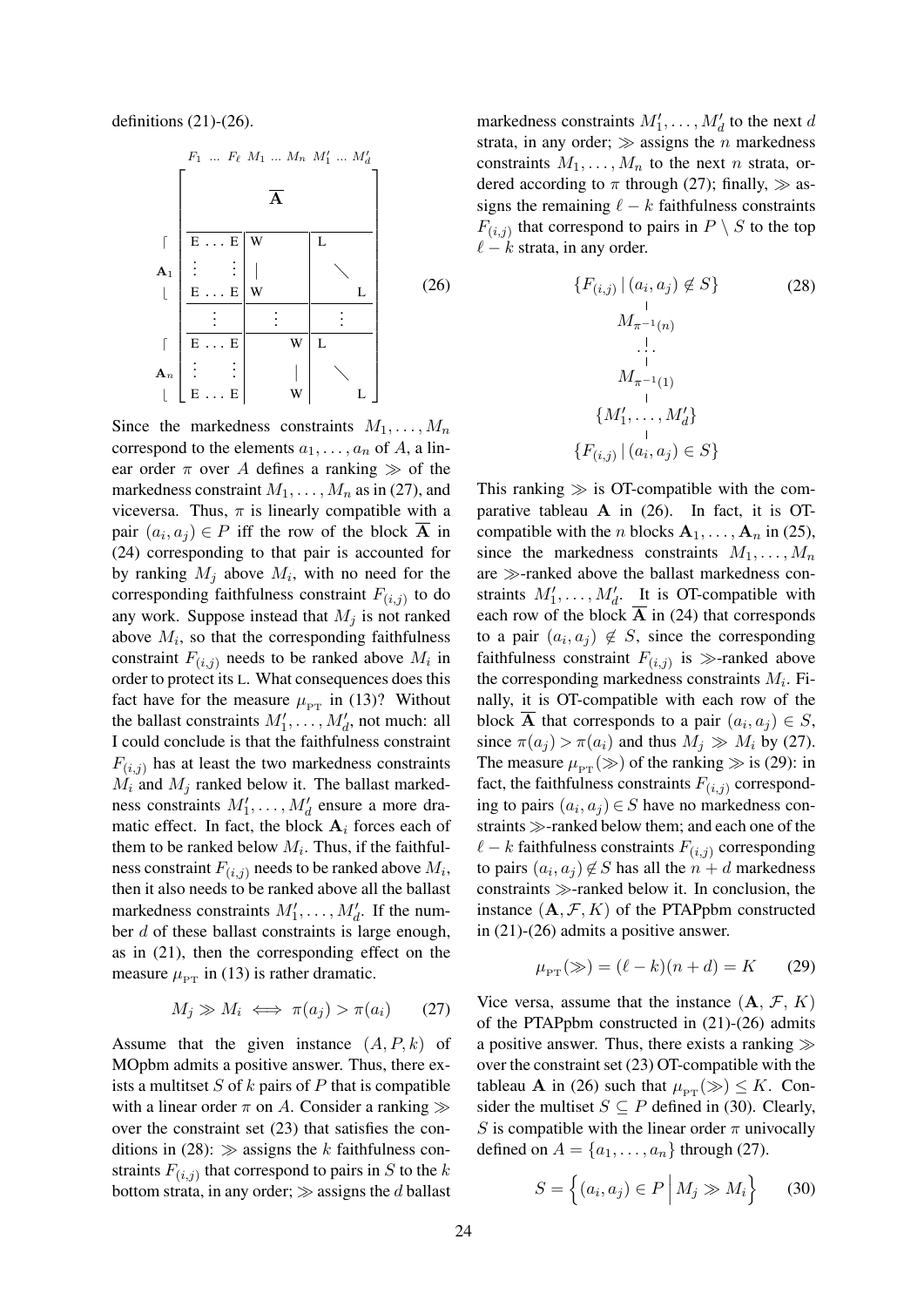definitions (21)-(26).

$$
\begin{array}{c}
\qquad F_1 \ \dots \ F_\ell \ \ M_1 \ \dots \ M_n \ \ M'_1 \ \dots \ M'_d \\
\left[\begin{array}{c|c|c}
\multicolumn{3}{c}{\overline{\mathbf{A}}} \\ \hline
\mathrm{E} \dots \mathrm{E} & \mathrm{W} \qquad\qquad & \mathrm{L} \qquad\qquad \\
\vdots \quad \vdots & | \qquad\qquad & \ddots \\
\mathrm{E} \dots \mathrm{E} & \mathrm{W} \qquad\qquad & \qquad\qquad \mathrm{L} \\ \hline
\vdots & \vdots & \vdots \\ \hline
\mathrm{E} \dots \mathrm{E} & \qquad\qquad \mathrm{W} & \mathrm{L} \qquad\qquad \\
\vdots \quad \vdots & \qquad\qquad | & \ddots \\
\mathrm{E} \dots \mathrm{E} & \qquad\qquad \mathrm{W} & \qquad\qquad \mathrm{L}
\end{array}\right]
\end{array}
\quad (26)
$$

(the first lower block of rows is $\mathbf{A}_1$, the last is $\mathbf{A}_n$)

Since the markedness constraints $M_1, \dots, M_n$ correspond to the elements $a_1, \dots, a_n$ of $A$, a linear order $\pi$ over $A$ defines a ranking $\gg$ of the markedness constraint $M_1, \dots, M_n$ as in (27), and viceversa. Thus, $\pi$ is linearly compatible with a pair $(a_i, a_j) \in P$ iff the row of the block $\overline{\mathbf{A}}$ in (24) corresponding to that pair is accounted for by ranking $M_j$ above $M_i$, with no need for the corresponding faithfulness constraint $F_{(i,j)}$ to do any work. Suppose instead that $M_j$ is not ranked above $M_i$, so that the corresponding faithfulness constraint $F_{(i,j)}$ needs to be ranked above $M_i$ in order to protect its L. What consequences does this fact have for the measure $\mu_{\text{PT}}$ in (13)? Without the ballast constraints $M'_1, \dots, M'_d$, not much: all I could conclude is that the faithfulness constraint $F_{(i,j)}$ has at least the two markedness constraints $M_i$ and $M_j$ ranked below it. The ballast markedness constraints $M'_1, \dots, M'_d$ ensure a more dramatic effect. In fact, the block $\mathbf{A}_i$ forces each of them to be ranked below $M_i$. Thus, if the faithfulness constraint $F_{(i,j)}$ needs to be ranked above $M_i$, then it also needs to be ranked above all the ballast markedness constraints $M'_1, \dots, M'_d$. If the number $d$ of these ballast constraints is large enough, as in (21), then the corresponding effect on the measure $\mu_{\text{PT}}$ in (13) is rather dramatic.

$$M_j \gg M_i \iff \pi(a_j) > \pi(a_i) \qquad (27)$$

Assume that the given instance $(A, P, k)$ of MOpbm admits a positive answer. Thus, there exists a multitset $S$ of $k$ pairs of $P$ that is compatible with a linear order $\pi$ on $A$. Consider a ranking $\gg$ over the constraint set (23) that satisfies the conditions in (28): $\gg$ assigns the $k$ faithfulness constraints $F_{(i,j)}$ that correspond to pairs in $S$ to the $k$ bottom strata, in any order; $\gg$ assigns the $d$ ballast markedness constraints $M'_1, \dots, M'_d$ to the next $d$ strata, in any order; $\gg$ assigns the $n$ markedness constraints $M_1, \dots, M_n$ to the next $n$ strata, ordered according to $\pi$ through (27); finally, $\gg$ assigns the remaining $\ell - k$ faithfulness constraints $F_{(i,j)}$ that correspond to pairs in $P \setminus S$ to the top $\ell - k$ strata, in any order.

$$
\begin{array}{c}
\{F_{(i,j)} \,|\, (a_i, a_j) \notin S\} \\
| \\
M_{\pi^{-1}(n)} \\
\vdots \\
M_{\pi^{-1}(1)} \\
| \\
\{M'_1, \dots, M'_d\} \\
| \\
\{F_{(i,j)} \,|\, (a_i, a_j) \in S\}
\end{array}
\qquad (28)
$$

This ranking $\gg$ is OT-compatible with the comparative tableau $\mathbf{A}$ in (26). In fact, it is OT-compatible with the $n$ blocks $\mathbf{A}_1, \dots, \mathbf{A}_n$ in (25), since the markedness constraints $M_1, \dots, M_n$ are $\gg$-ranked above the ballast markedness constraints $M'_1, \dots, M'_d$. It is OT-compatible with each row of the block $\overline{\mathbf{A}}$ in (24) that corresponds to a pair $(a_i, a_j) \notin S$, since the corresponding faithfulness constraint $F_{(i,j)}$ is $\gg$-ranked above the corresponding markedness constraints $M_i$. Finally, it is OT-compatible with each row of the block $\overline{\mathbf{A}}$ that corresponds to a pair $(a_i, a_j) \in S$, since $\pi(a_j) > \pi(a_i)$ and thus $M_j \gg M_i$ by (27). The measure $\mu_{\text{PT}}(\gg)$ of the ranking $\gg$ is (29): in fact, the faithfulness constraints $F_{(i,j)}$ corresponding to pairs $(a_i, a_j) \in S$ have no markedness constraints $\gg$-ranked below them; and each one of the $\ell - k$ faithfulness constraints $F_{(i,j)}$ corresponding to pairs $(a_i, a_j) \notin S$ has all the $n + d$ markedness constraints $\gg$-ranked below it. In conclusion, the instance $(\mathbf{A}, \mathcal{F}, K)$ of the PTAPpbm constructed in (21)-(26) admits a positive answer.

$$\mu_{\text{PT}}(\gg) = (\ell - k)(n + d) = K \qquad (29)$$

Vice versa, assume that the instance $(\mathbf{A}, \mathcal{F}, K)$ of the PTAPpbm constructed in (21)-(26) admits a positive answer. Thus, there exists a ranking $\gg$ over the constraint set (23) OT-compatible with the tableau $\mathbf{A}$ in (26) such that $\mu_{\text{PT}}(\gg) \leq K$. Consider the multiset $S \subseteq P$ defined in (30). Clearly, $S$ is compatible with the linear order $\pi$ univocally defined on $A = \{a_1, \dots, a_n\}$ through (27).

$$S = \Big\{ (a_i, a_j) \in P \,\Big|\, M_j \gg M_i \Big\} \qquad (30)$$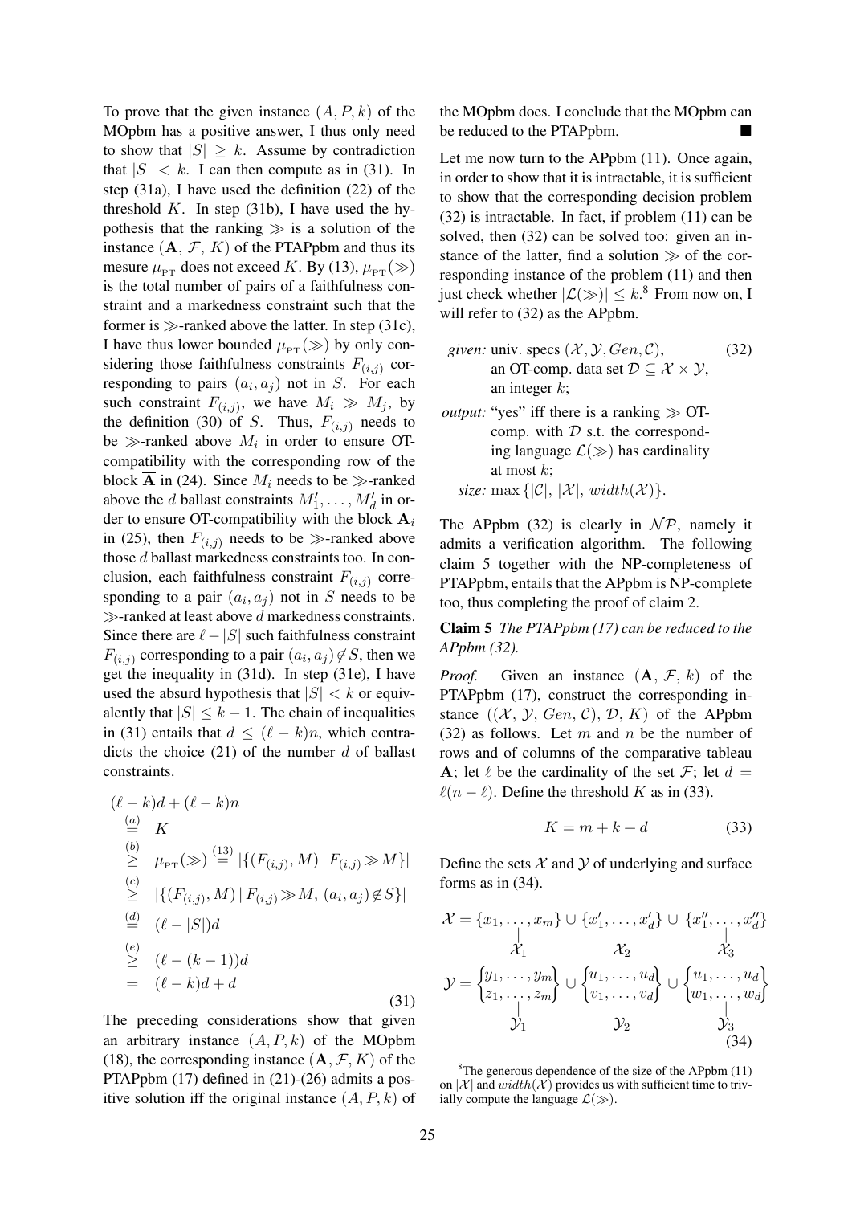To prove that the given instance $(A, P, k)$ of the MOpbm has a positive answer, I thus only need to show that $|S| \geq k$. Assume by contradiction that $|S| < k$. I can then compute as in (31). In step (31a), I have used the definition (22) of the threshold $K$. In step (31b), I have used the hypothesis that the ranking $\gg$ is a solution of the instance $(\mathbf{A},\, \mathcal{F},\, K)$ of the PTAPpbm and thus its mesure $\mu_{\text{PT}}$ does not exceed $K$. By (13), $\mu_{\text{PT}}(\gg)$ is the total number of pairs of a faithfulness constraint and a markedness constraint such that the former is $\gg$-ranked above the latter. In step (31c), I have thus lower bounded $\mu_{\text{PT}}(\gg)$ by only considering those faithfulness constraints $F_{(i,j)}$ corresponding to pairs $(a_i, a_j)$ not in $S$. For each such constraint $F_{(i,j)}$, we have $M_i \gg M_j$, by the definition (30) of $S$. Thus, $F_{(i,j)}$ needs to be $\gg$-ranked above $M_i$ in order to ensure OT-compatibility with the corresponding row of the block $\overline{\mathbf{A}}$ in (24). Since $M_i$ needs to be $\gg$-ranked above the $d$ ballast constraints $M'_1, \ldots, M'_d$ in order to ensure OT-compatibility with the block $\mathbf{A}_i$ in (25), then $F_{(i,j)}$ needs to be $\gg$-ranked above those $d$ ballast markedness constraints too. In conclusion, each faithfulness constraint $F_{(i,j)}$ corresponding to a pair $(a_i, a_j)$ not in $S$ needs to be $\gg$-ranked at least above $d$ markedness constraints. Since there are $\ell - |S|$ such faithfulness constraint $F_{(i,j)}$ corresponding to a pair $(a_i, a_j) \notin S$, then we get the inequality in (31d). In step (31e), I have used the absurd hypothesis that $|S| < k$ or equivalently that $|S| \leq k - 1$. The chain of inequalities in (31) entails that $d \leq (\ell - k)n$, which contradicts the choice (21) of the number $d$ of ballast constraints.

$$
\begin{aligned}
&(\ell - k)d + (\ell - k)n \\
&\quad \overset{(a)}{=} \; K \\
&\quad \overset{(b)}{\geq} \; \mu_{\text{PT}}(\gg) \overset{(13)}{=} |\{(F_{(i,j)}, M) \,|\, F_{(i,j)} \gg M\}| \\
&\quad \overset{(c)}{\geq} \; |\{(F_{(i,j)}, M) \,|\, F_{(i,j)} \gg M,\, (a_i, a_j) \notin S\}| \\
&\quad \overset{(d)}{=} \; (\ell - |S|)d \\
&\quad \overset{(e)}{\geq} \; (\ell - (k-1))d \\
&\quad = \; (\ell - k)d + d
\end{aligned} \tag{31}
$$

The preceding considerations show that given an arbitrary instance $(A, P, k)$ of the MOpbm (18), the corresponding instance $(\mathbf{A}, \mathcal{F}, K)$ of the PTAPpbm (17) defined in (21)-(26) admits a positive solution iff the original instance $(A, P, k)$ of the MOpbm does. I conclude that the MOpbm can be reduced to the PTAPpbm. ■

Let me now turn to the APpbm (11). Once again, in order to show that it is intractable, it is sufficient to show that the corresponding decision problem (32) is intractable. In fact, if problem (11) can be solved, then (32) can be solved too: given an instance of the latter, find a solution $\gg$ of the corresponding instance of the problem (11) and then just check whether $|\mathcal{L}(\gg)| \leq k$.[8] From now on, I will refer to (32) as the APpbm.

$$
\begin{array}{ll}
\textit{given:} & \text{univ. specs } (\mathcal{X}, \mathcal{Y}, Gen, \mathcal{C}), \\
& \text{an OT-comp. data set } \mathcal{D} \subseteq \mathcal{X} \times \mathcal{Y}, \\
& \text{an integer } k; \\
\textit{output:} & \text{“yes” iff there is a ranking } \gg \text{ OT-} \\
& \text{comp. with } \mathcal{D} \text{ s.t. the correspond-} \\
& \text{ing language } \mathcal{L}(\gg) \text{ has cardinality} \\
& \text{at most } k; \\
\textit{size:} & \max\{|\mathcal{C}|,\, |\mathcal{X}|,\, width(\mathcal{X})\}.
\end{array} \tag{32}
$$

The APpbm (32) is clearly in $\mathcal{NP}$, namely it admits a verification algorithm. The following claim 5 together with the NP-completeness of PTAPpbm, entails that the APpbm is NP-complete too, thus completing the proof of claim 2.

**Claim 5** *The PTAPpbm (17) can be reduced to the APpbm (32).*

*Proof.* Given an instance $(\mathbf{A},\, \mathcal{F},\, k)$ of the PTAPpbm (17), construct the corresponding instance $((\mathcal{X},\, \mathcal{Y},\, Gen,\, \mathcal{C}),\, \mathcal{D},\, K)$ of the APpbm (32) as follows. Let $m$ and $n$ be the number of rows and of columns of the comparative tableau $\mathbf{A}$; let $\ell$ be the cardinality of the set $\mathcal{F}$; let $d = \ell(n - \ell)$. Define the threshold $K$ as in (33).

$$
K = m + k + d \tag{33}
$$

Define the sets $\mathcal{X}$ and $\mathcal{Y}$ of underlying and surface forms as in (34).

$$
\begin{aligned}
\mathcal{X} &= \underbrace{\{x_1, \ldots, x_m\}}_{\mathcal{X}_1} \cup \underbrace{\{x'_1, \ldots, x'_d\}}_{\mathcal{X}_2} \cup \underbrace{\{x''_1, \ldots, x''_d\}}_{\mathcal{X}_3} \\
\mathcal{Y} &= \underbrace{\begin{Bmatrix} y_1, \ldots, y_m \\ z_1, \ldots, z_m \end{Bmatrix}}_{\mathcal{Y}_1} \cup \underbrace{\begin{Bmatrix} u_1, \ldots, u_d \\ v_1, \ldots, v_d \end{Bmatrix}}_{\mathcal{Y}_2} \cup \underbrace{\begin{Bmatrix} u_1, \ldots, u_d \\ w_1, \ldots, w_d \end{Bmatrix}}_{\mathcal{Y}_3}
\end{aligned} \tag{34}
$$

[8] The generous dependence of the size of the APpbm (11) on $|\mathcal{X}|$ and $width(\mathcal{X})$ provides us with sufficient time to trivially compute the language $\mathcal{L}(\gg)$.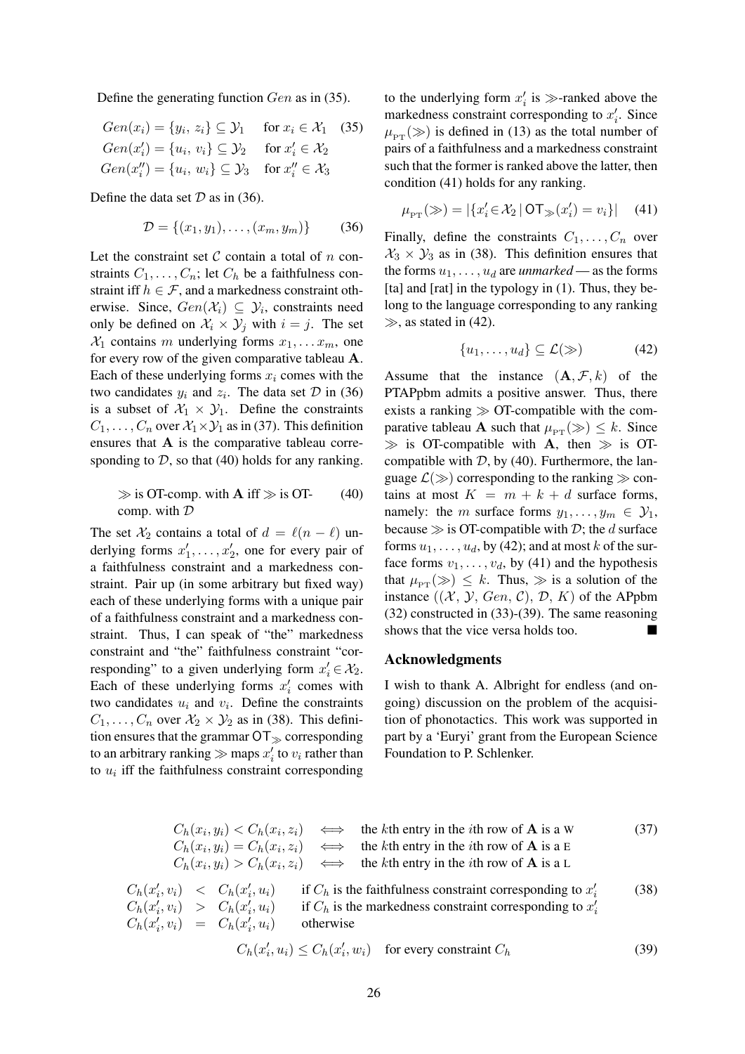Define the generating function $Gen$ as in (35).

$$
\begin{aligned}
Gen(x_i) &= \{y_i,\, z_i\} \subseteq \mathcal{Y}_1 && \text{for } x_i \in \mathcal{X}_1 \\
Gen(x_i') &= \{u_i,\, v_i\} \subseteq \mathcal{Y}_2 && \text{for } x_i' \in \mathcal{X}_2 \\
Gen(x_i'') &= \{u_i,\, w_i\} \subseteq \mathcal{Y}_3 && \text{for } x_i'' \in \mathcal{X}_3
\end{aligned}
\tag{35}
$$

Define the data set $\mathcal{D}$ as in (36).

$$
\mathcal{D} = \{(x_1, y_1), \ldots, (x_m, y_m)\} \tag{36}
$$

Let the constraint set $\mathcal{C}$ contain a total of $n$ constraints $C_1, \ldots, C_n$; let $C_h$ be a faithfulness constraint iff $h \in \mathcal{F}$, and a markedness constraint otherwise. Since, $Gen(\mathcal{X}_i) \subseteq \mathcal{Y}_i$, constraints need only be defined on $\mathcal{X}_i \times \mathcal{Y}_j$ with $i = j$. The set $\mathcal{X}_1$ contains $m$ underlying forms $x_1, \ldots x_m$, one for every row of the given comparative tableau $\mathbf{A}$. Each of these underlying forms $x_i$ comes with the two candidates $y_i$ and $z_i$. The data set $\mathcal{D}$ in (36) is a subset of $\mathcal{X}_1 \times \mathcal{Y}_1$. Define the constraints $C_1, \ldots, C_n$ over $\mathcal{X}_1 \times \mathcal{Y}_1$ as in (37). This definition ensures that $\mathbf{A}$ is the comparative tableau corresponding to $\mathcal{D}$, so that (40) holds for any ranking.

$$
\gg \text{ is OT-comp. with } \mathbf{A} \text{ iff } \gg \text{ is OT-comp. with } \mathcal{D} \tag{40}
$$

The set $\mathcal{X}_2$ contains a total of $d = \ell(n - \ell)$ underlying forms $x_1', \ldots, x_2'$, one for every pair of a faithfulness constraint and a markedness constraint. Pair up (in some arbitrary but fixed way) each of these underlying forms with a unique pair of a faithfulness constraint and a markedness constraint. Thus, I can speak of "the" markedness constraint and "the" faithfulness constraint "corresponding" to a given underlying form $x_i' \in \mathcal{X}_2$. Each of these underlying forms $x_i'$ comes with two candidates $u_i$ and $v_i$. Define the constraints $C_1, \ldots, C_n$ over $\mathcal{X}_2 \times \mathcal{Y}_2$ as in (38). This definition ensures that the grammar $\mathsf{OT}_{\gg}$ corresponding to an arbitrary ranking $\gg$ maps $x_i'$ to $v_i$ rather than to $u_i$ iff the faithfulness constraint corresponding to the underlying form $x_i'$ is $\gg$-ranked above the markedness constraint corresponding to $x_i'$. Since $\mu_{\text{PT}}(\gg)$ is defined in (13) as the total number of pairs of a faithfulness and a markedness constraint such that the former is ranked above the latter, then condition (41) holds for any ranking.

$$
\mu_{\text{PT}}(\gg) = |\{x_i' \in \mathcal{X}_2 \mid \mathsf{OT}_{\gg}(x_i') = v_i\}| \tag{41}
$$

Finally, define the constraints $C_1, \ldots, C_n$ over $\mathcal{X}_3 \times \mathcal{Y}_3$ as in (38). This definition ensures that the forms $u_1, \ldots, u_d$ are *unmarked* — as the forms [ta] and [rat] in the typology in (1). Thus, they belong to the language corresponding to any ranking $\gg$, as stated in (42).

$$
\{u_1, \ldots, u_d\} \subseteq \mathcal{L}(\gg) \tag{42}
$$

Assume that the instance $(\mathbf{A}, \mathcal{F}, k)$ of the PTAPpbm admits a positive answer. Thus, there exists a ranking $\gg$ OT-compatible with the comparative tableau $\mathbf{A}$ such that $\mu_{\text{PT}}(\gg) \leq k$. Since $\gg$ is OT-compatible with $\mathbf{A}$, then $\gg$ is OT-compatible with $\mathcal{D}$, by (40). Furthermore, the language $\mathcal{L}(\gg)$ corresponding to the ranking $\gg$ contains at most $K = m + k + d$ surface forms, namely: the $m$ surface forms $y_1, \ldots, y_m \in \mathcal{Y}_1$, because $\gg$ is OT-compatible with $\mathcal{D}$; the $d$ surface forms $u_1, \ldots, u_d$, by (42); and at most $k$ of the surface forms $v_1, \ldots, v_d$, by (41) and the hypothesis that $\mu_{\text{PT}}(\gg) \leq k$. Thus, $\gg$ is a solution of the instance $((\mathcal{X}, \mathcal{Y}, Gen, \mathcal{C}), \mathcal{D}, K)$ of the APpbm (32) constructed in (33)-(39). The same reasoning shows that the vice versa holds too. ■

## Acknowledgments

I wish to thank A. Albright for endless (and ongoing) discussion on the problem of the acquisition of phonotactics. This work was supported in part by a 'Euryi' grant from the European Science Foundation to P. Schlenker.

$$
\begin{aligned}
C_h(x_i, y_i) < C_h(x_i, z_i) &\iff \text{the } k\text{th entry in the } i\text{th row of } \mathbf{A} \text{ is a W} \\
C_h(x_i, y_i) = C_h(x_i, z_i) &\iff \text{the } k\text{th entry in the } i\text{th row of } \mathbf{A} \text{ is a E} \\
C_h(x_i, y_i) > C_h(x_i, z_i) &\iff \text{the } k\text{th entry in the } i\text{th row of } \mathbf{A} \text{ is a L}
\end{aligned}
\tag{37}
$$

$$
\begin{aligned}
C_h(x_i', v_i) &< C_h(x_i', u_i) && \text{if } C_h \text{ is the faithfulness constraint corresponding to } x_i' \\
C_h(x_i', v_i) &> C_h(x_i', u_i) && \text{if } C_h \text{ is the markedness constraint corresponding to } x_i' \\
C_h(x_i', v_i) &= C_h(x_i', u_i) && \text{otherwise}
\end{aligned}
\tag{38}
$$

$$
C_h(x_i', u_i) \leq C_h(x_i', w_i) \quad \text{for every constraint } C_h \tag{39}
$$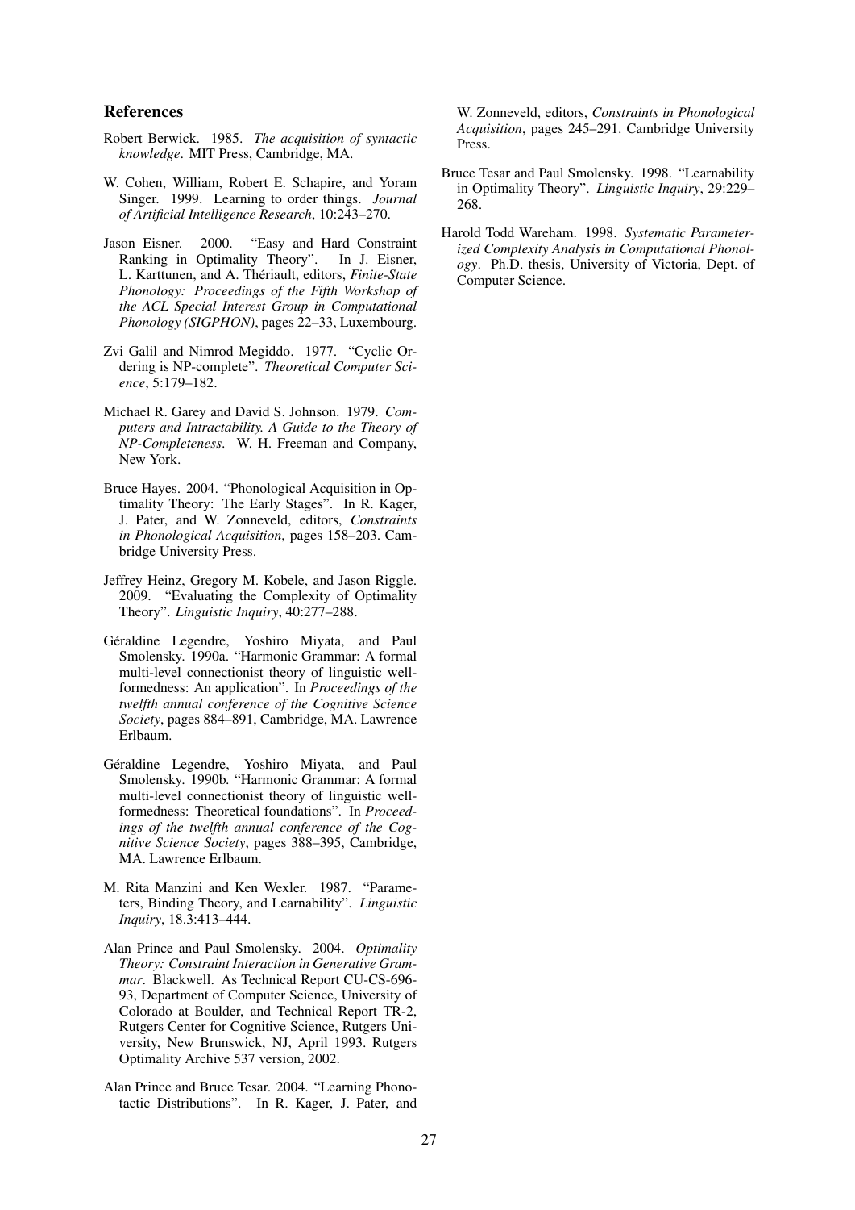## References

Robert Berwick. 1985. *The acquisition of syntactic knowledge*. MIT Press, Cambridge, MA.

W. Cohen, William, Robert E. Schapire, and Yoram Singer. 1999. Learning to order things. *Journal of Artificial Intelligence Research*, 10:243–270.

Jason Eisner. 2000. "Easy and Hard Constraint Ranking in Optimality Theory". In J. Eisner, L. Karttunen, and A. Thériault, editors, *Finite-State Phonology: Proceedings of the Fifth Workshop of the ACL Special Interest Group in Computational Phonology (SIGPHON)*, pages 22–33, Luxembourg.

Zvi Galil and Nimrod Megiddo. 1977. "Cyclic Ordering is NP-complete". *Theoretical Computer Science*, 5:179–182.

Michael R. Garey and David S. Johnson. 1979. *Computers and Intractability. A Guide to the Theory of NP-Completeness*. W. H. Freeman and Company, New York.

Bruce Hayes. 2004. "Phonological Acquisition in Optimality Theory: The Early Stages". In R. Kager, J. Pater, and W. Zonneveld, editors, *Constraints in Phonological Acquisition*, pages 158–203. Cambridge University Press.

Jeffrey Heinz, Gregory M. Kobele, and Jason Riggle. 2009. "Evaluating the Complexity of Optimality Theory". *Linguistic Inquiry*, 40:277–288.

Géraldine Legendre, Yoshiro Miyata, and Paul Smolensky. 1990a. "Harmonic Grammar: A formal multi-level connectionist theory of linguistic well-formedness: An application". In *Proceedings of the twelfth annual conference of the Cognitive Science Society*, pages 884–891, Cambridge, MA. Lawrence Erlbaum.

Géraldine Legendre, Yoshiro Miyata, and Paul Smolensky. 1990b. "Harmonic Grammar: A formal multi-level connectionist theory of linguistic well-formedness: Theoretical foundations". In *Proceedings of the twelfth annual conference of the Cognitive Science Society*, pages 388–395, Cambridge, MA. Lawrence Erlbaum.

M. Rita Manzini and Ken Wexler. 1987. "Parameters, Binding Theory, and Learnability". *Linguistic Inquiry*, 18.3:413–444.

Alan Prince and Paul Smolensky. 2004. *Optimality Theory: Constraint Interaction in Generative Grammar*. Blackwell. As Technical Report CU-CS-696-93, Department of Computer Science, University of Colorado at Boulder, and Technical Report TR-2, Rutgers Center for Cognitive Science, Rutgers University, New Brunswick, NJ, April 1993. Rutgers Optimality Archive 537 version, 2002.

Alan Prince and Bruce Tesar. 2004. "Learning Phonotactic Distributions". In R. Kager, J. Pater, and W. Zonneveld, editors, *Constraints in Phonological Acquisition*, pages 245–291. Cambridge University Press.

Bruce Tesar and Paul Smolensky. 1998. "Learnability in Optimality Theory". *Linguistic Inquiry*, 29:229–268.

Harold Todd Wareham. 1998. *Systematic Parameterized Complexity Analysis in Computational Phonology*. Ph.D. thesis, University of Victoria, Dept. of Computer Science.